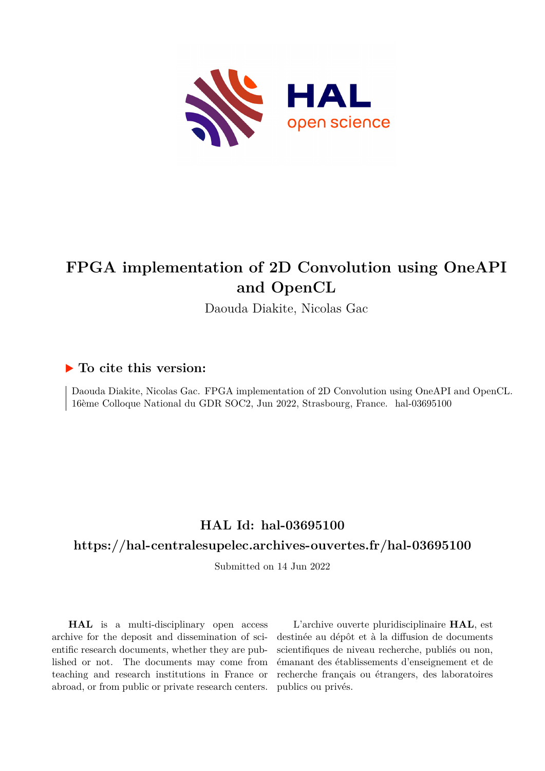# FPGA implementation of 2D Convolution using OneAPI and OpenCL

Daouda Diakite, Nicolas Gac

## ▶ To cite this version:

Daouda Diakite, Nicolas Gac. FPGA implementation of 2D Convolution using OneAPI and OpenCL. 16ème Colloque National du GDR SOC2, Jun 2022, Strasbourg, France. hal-03695100

## HAL Id: hal-03695100

## https://hal-centralesupelec.archives-ouvertes.fr/hal-03695100

Submitted on 14 Jun 2022

**HAL** is a multi-disciplinary open access archive for the deposit and dissemination of scientific research documents, whether they are published or not. The documents may come from teaching and research institutions in France or abroad, or from public or private research centers.

L'archive ouverte pluridisciplinaire **HAL**, est destinée au dépôt et à la diffusion de documents scientifiques de niveau recherche, publiés ou non, émanant des établissements d'enseignement et de recherche français ou étrangers, des laboratoires publics ou privés.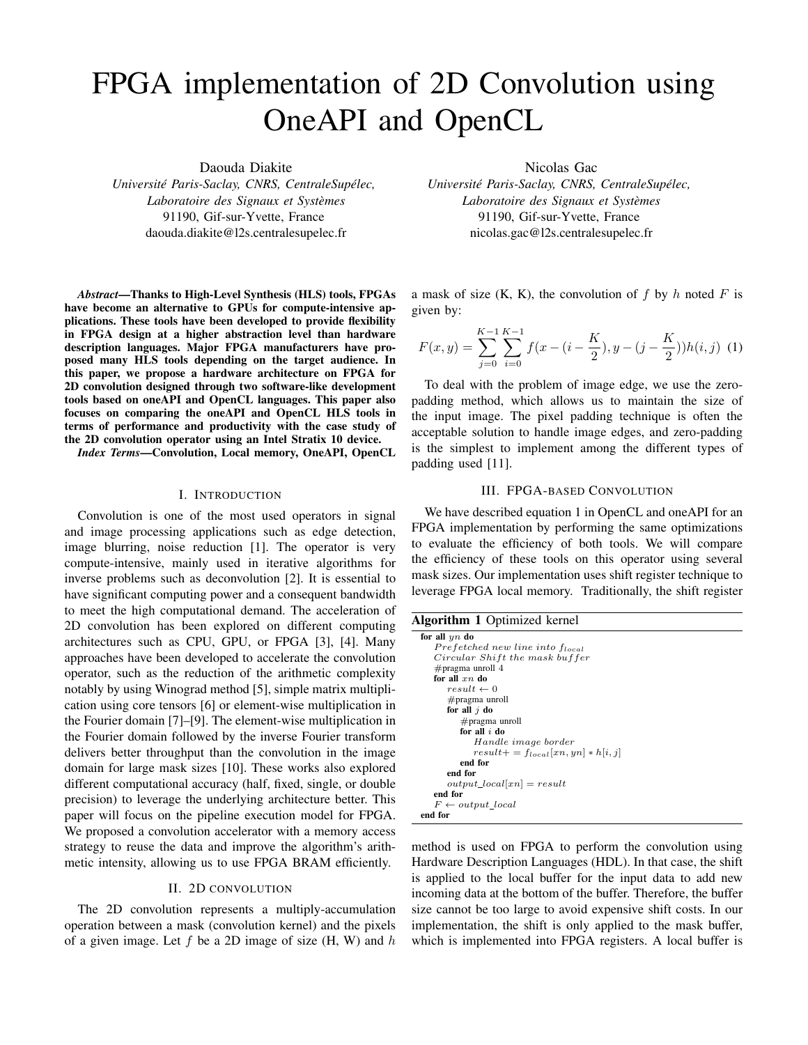# FPGA implementation of 2D Convolution using OneAPI and OpenCL

Daouda Diakite
*Université Paris-Saclay, CNRS, CentraleSupélec, Laboratoire des Signaux et Systèmes*
91190, Gif-sur-Yvette, France
daouda.diakite@l2s.centralesupelec.fr

Nicolas Gac
*Université Paris-Saclay, CNRS, CentraleSupélec, Laboratoire des Signaux et Systèmes*
91190, Gif-sur-Yvette, France
nicolas.gac@l2s.centralesupelec.fr

***Abstract*—Thanks to High-Level Synthesis (HLS) tools, FPGAs have become an alternative to GPUs for compute-intensive applications. These tools have been developed to provide flexibility in FPGA design at a higher abstraction level than hardware description languages. Major FPGA manufacturers have proposed many HLS tools depending on the target audience. In this paper, we propose a hardware architecture on FPGA for 2D convolution designed through two software-like development tools based on oneAPI and OpenCL languages. This paper also focuses on comparing the oneAPI and OpenCL HLS tools in terms of performance and productivity with the case study of the 2D convolution operator using an Intel Stratix 10 device.**

***Index Terms*—Convolution, Local memory, OneAPI, OpenCL**

## I. Introduction

Convolution is one of the most used operators in signal and image processing applications such as edge detection, image blurring, noise reduction [1]. The operator is very compute-intensive, mainly used in iterative algorithms for inverse problems such as deconvolution [2]. It is essential to have significant computing power and a consequent bandwidth to meet the high computational demand. The acceleration of 2D convolution has been explored on different computing architectures such as CPU, GPU, or FPGA [3], [4]. Many approaches have been developed to accelerate the convolution operator, such as the reduction of the arithmetic complexity notably by using Winograd method [5], simple matrix multiplication using core tensors [6] or element-wise multiplication in the Fourier domain [7]–[9]. The element-wise multiplication in the Fourier domain followed by the inverse Fourier transform delivers better throughput than the convolution in the image domain for large mask sizes [10]. These works also explored different computational accuracy (half, fixed, single, or double precision) to leverage the underlying architecture better. This paper will focus on the pipeline execution model for FPGA. We proposed a convolution accelerator with a memory access strategy to reuse the data and improve the algorithm's arithmetic intensity, allowing us to use FPGA BRAM efficiently.

## II. 2D Convolution

The 2D convolution represents a multiply-accumulation operation between a mask (convolution kernel) and the pixels of a given image. Let $f$ be a 2D image of size (H, W) and $h$ a mask of size (K, K), the convolution of $f$ by $h$ noted $F$ is given by:

$$F(x,y) = \sum_{j=0}^{K-1}\sum_{i=0}^{K-1} f(x-(i-\frac{K}{2}), y-(j-\frac{K}{2}))h(i,j) \quad (1)$$

To deal with the problem of image edge, we use the zero-padding method, which allows us to maintain the size of the input image. The pixel padding technique is often the acceptable solution to handle image edges, and zero-padding is the simplest to implement among the different types of padding used [11].

## III. FPGA-based Convolution

We have described equation 1 in OpenCL and oneAPI for an FPGA implementation by performing the same optimizations to evaluate the efficiency of both tools. We will compare the efficiency of these tools on this operator using several mask sizes. Our implementation uses shift register technique to leverage FPGA local memory. Traditionally, the shift register method is used on FPGA to perform the convolution using Hardware Description Languages (HDL). In that case, the shift is applied to the local buffer for the input data to add new incoming data at the bottom of the buffer. Therefore, the buffer size cannot be too large to avoid expensive shift costs. In our implementation, the shift is only applied to the mask buffer, which is implemented into FPGA registers. A local buffer is

**Algorithm 1** Optimized kernel

```
for all yn do
    Prefetched new line into f_local
    Circular Shift the mask buffer
    #pragma unroll 4
    for all xn do
        result ← 0
        #pragma unroll
        for all j do
            #pragma unroll
            for all i do
                Handle image border
                result+ = f_local[xn, yn] * h[i, j]
            end for
        end for
        output_local[xn] = result
    end for
    F ← output_local
end for
```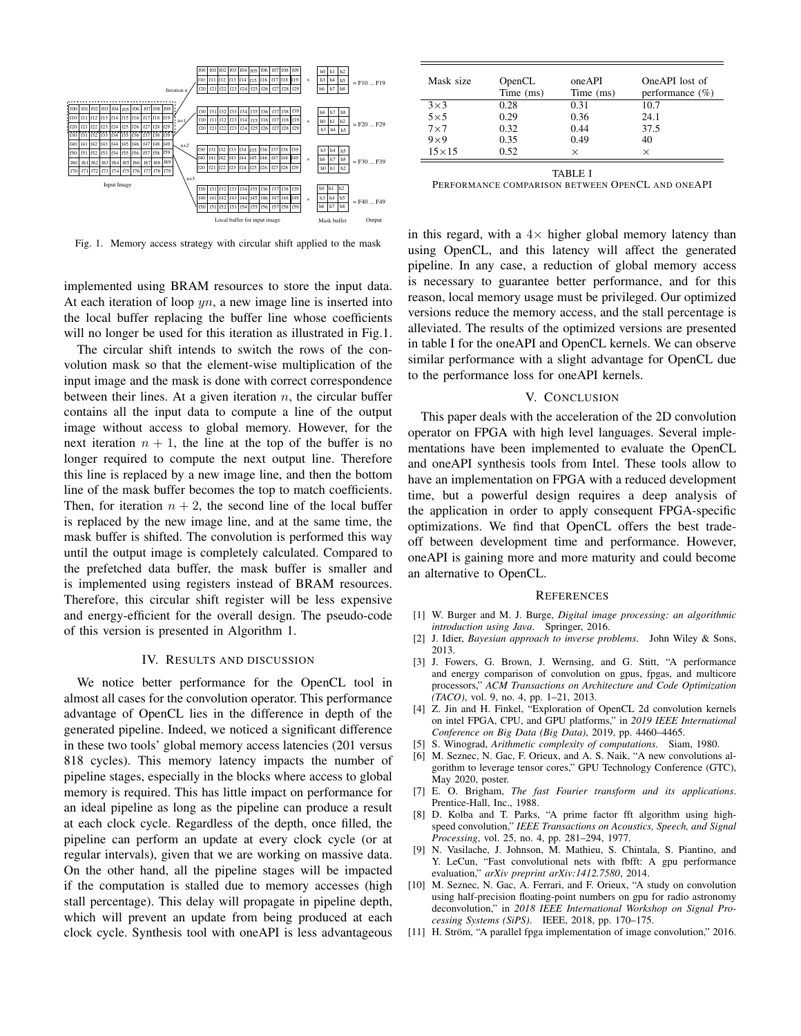Fig. 1. Memory access strategy with circular shift applied to the mask

implemented using BRAM resources to store the input data. At each iteration of loop $yn$, a new image line is inserted into the local buffer replacing the buffer line whose coefficients will no longer be used for this iteration as illustrated in Fig.1.

The circular shift intends to switch the rows of the convolution mask so that the element-wise multiplication of the input image and the mask is done with correct correspondence between their lines. At a given iteration $n$, the circular buffer contains all the input data to compute a line of the output image without access to global memory. However, for the next iteration $n+1$, the line at the top of the buffer is no longer required to compute the next output line. Therefore this line is replaced by a new image line, and then the bottom line of the mask buffer becomes the top to match coefficients. Then, for iteration $n+2$, the second line of the local buffer is replaced by the new image line, and at the same time, the mask buffer is shifted. The convolution is performed this way until the output image is completely calculated. Compared to the prefetched data buffer, the mask buffer is smaller and is implemented using registers instead of BRAM resources. Therefore, this circular shift register will be less expensive and energy-efficient for the overall design. The pseudo-code of this version is presented in Algorithm 1.

## IV. Results and discussion

We notice better performance for the OpenCL tool in almost all cases for the convolution operator. This performance advantage of OpenCL lies in the difference in depth of the generated pipeline. Indeed, we noticed a significant difference in these two tools' global memory access latencies (201 versus 818 cycles). This memory latency impacts the number of pipeline stages, especially in the blocks where access to global memory is required. This has little impact on performance for an ideal pipeline as long as the pipeline can produce a result at each clock cycle. Regardless of the depth, once filled, the pipeline can perform an update at every clock cycle (or at regular intervals), given that we are working on massive data. On the other hand, all the pipeline stages will be impacted if the computation is stalled due to memory accesses (high stall percentage). This delay will propagate in pipeline depth, which will prevent an update from being produced at each clock cycle. Synthesis tool with oneAPI is less advantageous in this regard, with a $4\times$ higher global memory latency than using OpenCL, and this latency will affect the generated pipeline. In any case, a reduction of global memory access is necessary to guarantee better performance, and for this reason, local memory usage must be privileged. Our optimized versions reduce the memory access, and the stall percentage is alleviated. The results of the optimized versions are presented in table I for the oneAPI and OpenCL kernels. We can observe similar performance with a slight advantage for OpenCL due to the performance loss for oneAPI kernels.

| Mask size | OpenCL Time (ms) | oneAPI Time (ms) | OneAPI lost of performance (%) |
|---|---|---|---|
| $3\times3$ | 0.28 | 0.31 | 10.7 |
| $5\times5$ | 0.29 | 0.36 | 24.1 |
| $7\times7$ | 0.32 | 0.44 | 37.5 |
| $9\times9$ | 0.35 | 0.49 | 40 |
| $15\times15$ | 0.52 | $\times$ | $\times$ |

TABLE I
Performance comparison between OpenCL and oneAPI

## V. Conclusion

This paper deals with the acceleration of the 2D convolution operator on FPGA with high level languages. Several implementations have been implemented to evaluate the OpenCL and oneAPI synthesis tools from Intel. These tools allow to have an implementation on FPGA with a reduced development time, but a powerful design requires a deep analysis of the application in order to apply consequent FPGA-specific optimizations. We find that OpenCL offers the best trade-off between development time and performance. However, oneAPI is gaining more and more maturity and could become an alternative to OpenCL.

## References

[1] W. Burger and M. J. Burge, *Digital image processing: an algorithmic introduction using Java*. Springer, 2016.

[2] J. Idier, *Bayesian approach to inverse problems*. John Wiley & Sons, 2013.

[3] J. Fowers, G. Brown, J. Wernsing, and G. Stitt, "A performance and energy comparison of convolution on gpus, fpgas, and multicore processors," *ACM Transactions on Architecture and Code Optimization (TACO)*, vol. 9, no. 4, pp. 1–21, 2013.

[4] Z. Jin and H. Finkel, "Exploration of OpenCL 2d convolution kernels on intel FPGA, CPU, and GPU platforms," in *2019 IEEE International Conference on Big Data (Big Data)*, 2019, pp. 4460–4465.

[5] S. Winograd, *Arithmetic complexity of computations*. Siam, 1980.

[6] M. Seznec, N. Gac, F. Orieux, and A. S. Naik, "A new convolutions algorithm to leverage tensor cores," GPU Technology Conference (GTC), May 2020, poster.

[7] E. O. Brigham, *The fast Fourier transform and its applications*. Prentice-Hall, Inc., 1988.

[8] D. Kolba and T. Parks, "A prime factor fft algorithm using high-speed convolution," *IEEE Transactions on Acoustics, Speech, and Signal Processing*, vol. 25, no. 4, pp. 281–294, 1977.

[9] N. Vasilache, J. Johnson, M. Mathieu, S. Chintala, S. Piantino, and Y. LeCun, "Fast convolutional nets with fbfft: A gpu performance evaluation," *arXiv preprint arXiv:1412.7580*, 2014.

[10] M. Seznec, N. Gac, A. Ferrari, and F. Orieux, "A study on convolution using half-precision floating-point numbers on gpu for radio astronomy deconvolution," in *2018 IEEE International Workshop on Signal Processing Systems (SiPS)*. IEEE, 2018, pp. 170–175.

[11] H. Ström, "A parallel fpga implementation of image convolution," 2016.